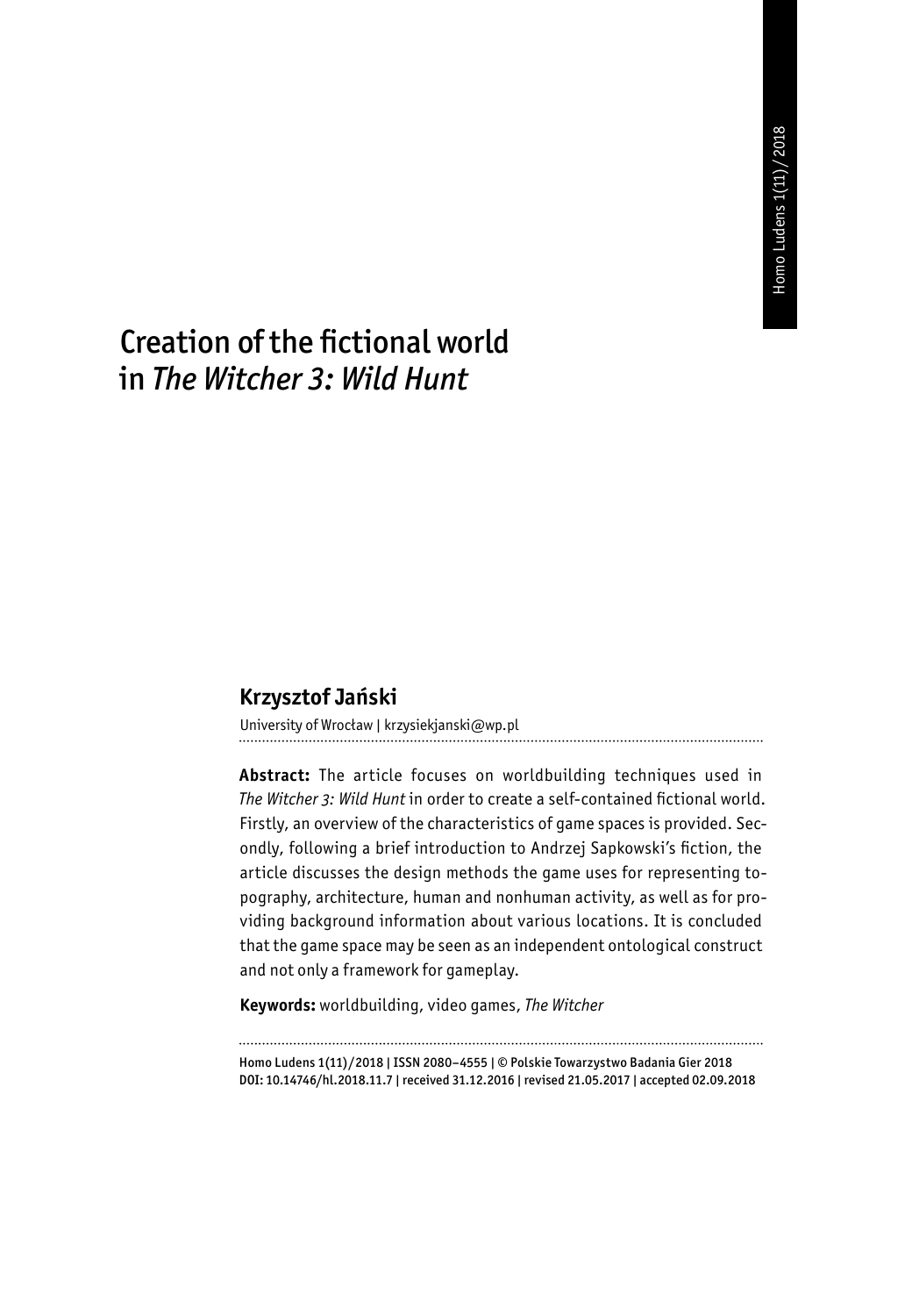# Creation of the fictional world in *The Witcher 3: Wild Hunt*

**Krzysztof Jański**

University of Wrocław | krzysiekjanski@wp.pl

**Abstract:** The article focuses on worldbuilding techniques used in *The Witcher 3: Wild Hunt* in order to create a self-contained fictional world. Firstly, an overview of the characteristics of game spaces is provided. Secondly, following a brief introduction to Andrzej Sapkowski's fiction, the article discusses the design methods the game uses for representing topography, architecture, human and nonhuman activity, as well as for providing background information about various locations. It is concluded that the game space may be seen as an independent ontological construct and not only a framework for gameplay.

**Keywords:** worldbuilding, video games, *The Witcher*

Homo Ludens 1(11)/2018 | ISSN 2080–4555 | © Polskie Towarzystwo Badania Gier 2018
DOI: 10.14746/hl.2018.11.7 | received 31.12.2016 | revised 21.05.2017 | accepted 02.09.2018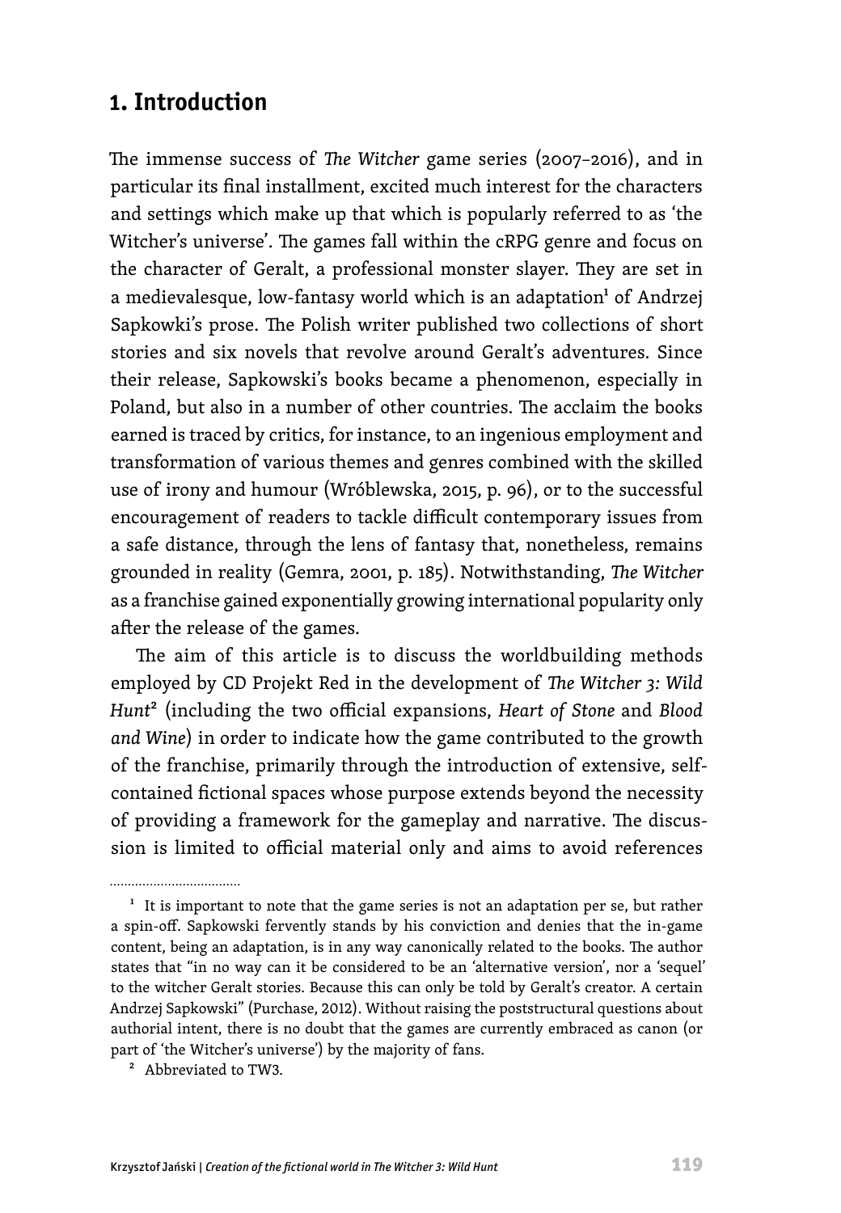## 1. Introduction

The immense success of *The Witcher* game series (2007–2016), and in particular its final installment, excited much interest for the characters and settings which make up that which is popularly referred to as 'the Witcher's universe'. The games fall within the cRPG genre and focus on the character of Geralt, a professional monster slayer. They are set in a medievalesque, low-fantasy world which is an adaptation[1] of Andrzej Sapkowki's prose. The Polish writer published two collections of short stories and six novels that revolve around Geralt's adventures. Since their release, Sapkowski's books became a phenomenon, especially in Poland, but also in a number of other countries. The acclaim the books earned is traced by critics, for instance, to an ingenious employment and transformation of various themes and genres combined with the skilled use of irony and humour (Wróblewska, 2015, p. 96), or to the successful encouragement of readers to tackle difficult contemporary issues from a safe distance, through the lens of fantasy that, nonetheless, remains grounded in reality (Gemra, 2001, p. 185). Notwithstanding, *The Witcher* as a franchise gained exponentially growing international popularity only after the release of the games.

The aim of this article is to discuss the worldbuilding methods employed by CD Projekt Red in the development of *The Witcher 3: Wild Hunt*[2] (including the two official expansions, *Heart of Stone* and *Blood and Wine*) in order to indicate how the game contributed to the growth of the franchise, primarily through the introduction of extensive, self-contained fictional spaces whose purpose extends beyond the necessity of providing a framework for the gameplay and narrative. The discussion is limited to official material only and aims to avoid references

---

[1] It is important to note that the game series is not an adaptation per se, but rather a spin-off. Sapkowski fervently stands by his conviction and denies that the in-game content, being an adaptation, is in any way canonically related to the books. The author states that "in no way can it be considered to be an 'alternative version', nor a 'sequel' to the witcher Geralt stories. Because this can only be told by Geralt's creator. A certain Andrzej Sapkowski" (Purchase, 2012). Without raising the poststructural questions about authorial intent, there is no doubt that the games are currently embraced as canon (or part of 'the Witcher's universe') by the majority of fans.

[2] Abbreviated to TW3.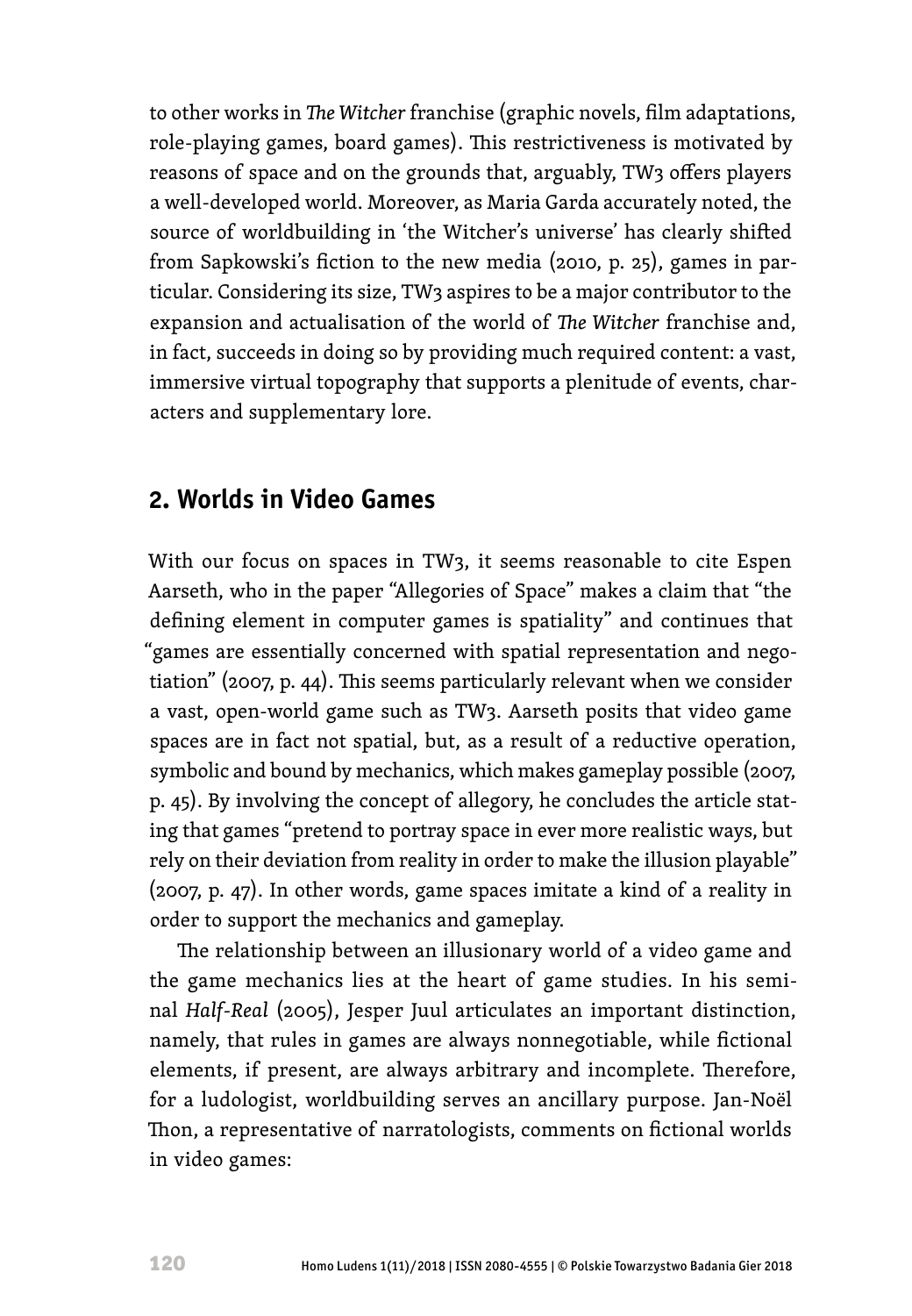to other works in *The Witcher* franchise (graphic novels, film adaptations, role-playing games, board games). This restrictiveness is motivated by reasons of space and on the grounds that, arguably, TW3 offers players a well-developed world. Moreover, as Maria Garda accurately noted, the source of worldbuilding in 'the Witcher's universe' has clearly shifted from Sapkowski's fiction to the new media (2010, p. 25), games in particular. Considering its size, TW3 aspires to be a major contributor to the expansion and actualisation of the world of *The Witcher* franchise and, in fact, succeeds in doing so by providing much required content: a vast, immersive virtual topography that supports a plenitude of events, characters and supplementary lore.

## 2. Worlds in Video Games

With our focus on spaces in TW3, it seems reasonable to cite Espen Aarseth, who in the paper "Allegories of Space" makes a claim that "the defining element in computer games is spatiality" and continues that "games are essentially concerned with spatial representation and negotiation" (2007, p. 44). This seems particularly relevant when we consider a vast, open-world game such as TW3. Aarseth posits that video game spaces are in fact not spatial, but, as a result of a reductive operation, symbolic and bound by mechanics, which makes gameplay possible (2007, p. 45). By involving the concept of allegory, he concludes the article stating that games "pretend to portray space in ever more realistic ways, but rely on their deviation from reality in order to make the illusion playable" (2007, p. 47). In other words, game spaces imitate a kind of a reality in order to support the mechanics and gameplay.

The relationship between an illusionary world of a video game and the game mechanics lies at the heart of game studies. In his seminal *Half-Real* (2005), Jesper Juul articulates an important distinction, namely, that rules in games are always nonnegotiable, while fictional elements, if present, are always arbitrary and incomplete. Therefore, for a ludologist, worldbuilding serves an ancillary purpose. Jan-Noël Thon, a representative of narratologists, comments on fictional worlds in video games: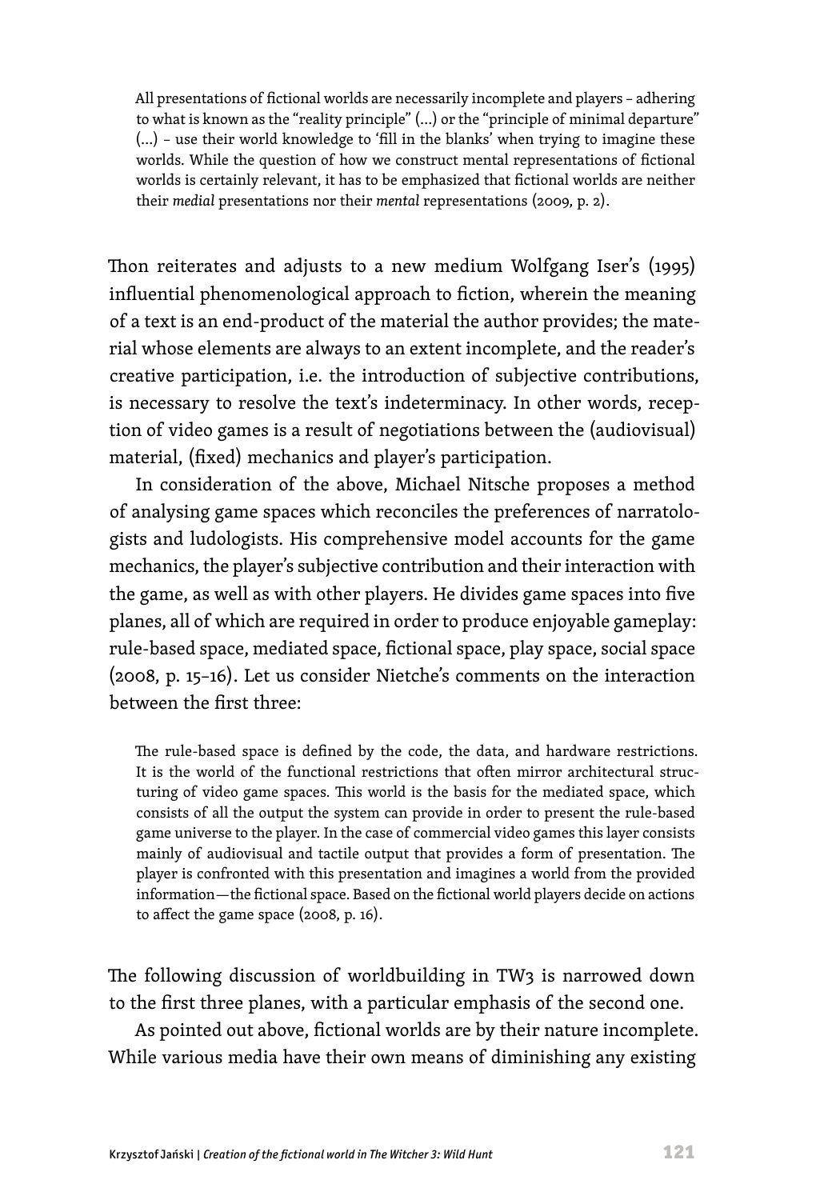> All presentations of fictional worlds are necessarily incomplete and players – adhering to what is known as the "reality principle" (...) or the "principle of minimal departure" (...) – use their world knowledge to 'fill in the blanks' when trying to imagine these worlds. While the question of how we construct mental representations of fictional worlds is certainly relevant, it has to be emphasized that fictional worlds are neither their *medial* presentations nor their *mental* representations (2009, p. 2).

Thon reiterates and adjusts to a new medium Wolfgang Iser's (1995) influential phenomenological approach to fiction, wherein the meaning of a text is an end-product of the material the author provides; the material whose elements are always to an extent incomplete, and the reader's creative participation, i.e. the introduction of subjective contributions, is necessary to resolve the text's indeterminacy. In other words, reception of video games is a result of negotiations between the (audiovisual) material, (fixed) mechanics and player's participation.

In consideration of the above, Michael Nitsche proposes a method of analysing game spaces which reconciles the preferences of narratologists and ludologists. His comprehensive model accounts for the game mechanics, the player's subjective contribution and their interaction with the game, as well as with other players. He divides game spaces into five planes, all of which are required in order to produce enjoyable gameplay: rule-based space, mediated space, fictional space, play space, social space (2008, p. 15–16). Let us consider Nietche's comments on the interaction between the first three:

> The rule-based space is defined by the code, the data, and hardware restrictions. It is the world of the functional restrictions that often mirror architectural structuring of video game spaces. This world is the basis for the mediated space, which consists of all the output the system can provide in order to present the rule-based game universe to the player. In the case of commercial video games this layer consists mainly of audiovisual and tactile output that provides a form of presentation. The player is confronted with this presentation and imagines a world from the provided information—the fictional space. Based on the fictional world players decide on actions to affect the game space (2008, p. 16).

The following discussion of worldbuilding in TW3 is narrowed down to the first three planes, with a particular emphasis of the second one.

As pointed out above, fictional worlds are by their nature incomplete. While various media have their own means of diminishing any existing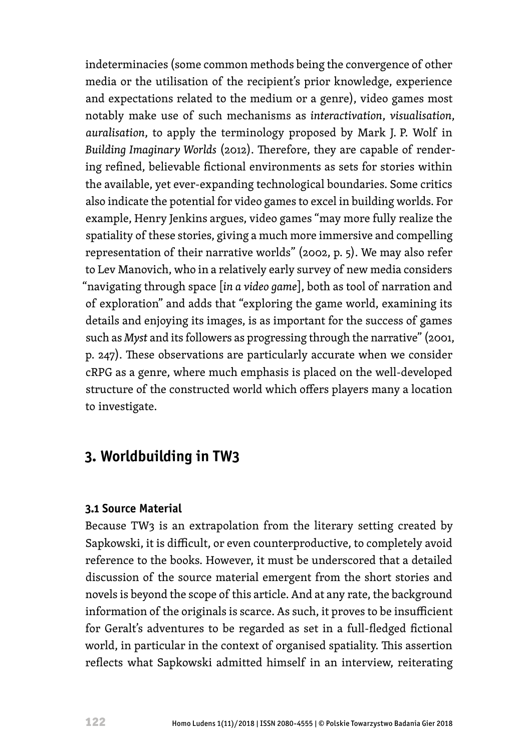indeterminacies (some common methods being the convergence of other media or the utilisation of the recipient's prior knowledge, experience and expectations related to the medium or a genre), video games most notably make use of such mechanisms as *interactivation*, *visualisation*, *auralisation*, to apply the terminology proposed by Mark J. P. Wolf in *Building Imaginary Worlds* (2012). Therefore, they are capable of rendering refined, believable fictional environments as sets for stories within the available, yet ever-expanding technological boundaries. Some critics also indicate the potential for video games to excel in building worlds. For example, Henry Jenkins argues, video games "may more fully realize the spatiality of these stories, giving a much more immersive and compelling representation of their narrative worlds" (2002, p. 5). We may also refer to Lev Manovich, who in a relatively early survey of new media considers "navigating through space [*in a video game*], both as tool of narration and of exploration" and adds that "exploring the game world, examining its details and enjoying its images, is as important for the success of games such as *Myst* and its followers as progressing through the narrative" (2001, p. 247). These observations are particularly accurate when we consider cRPG as a genre, where much emphasis is placed on the well-developed structure of the constructed world which offers players many a location to investigate.

## 3. Worldbuilding in TW3

### 3.1 Source Material

Because TW3 is an extrapolation from the literary setting created by Sapkowski, it is difficult, or even counterproductive, to completely avoid reference to the books. However, it must be underscored that a detailed discussion of the source material emergent from the short stories and novels is beyond the scope of this article. And at any rate, the background information of the originals is scarce. As such, it proves to be insufficient for Geralt's adventures to be regarded as set in a full-fledged fictional world, in particular in the context of organised spatiality. This assertion reflects what Sapkowski admitted himself in an interview, reiterating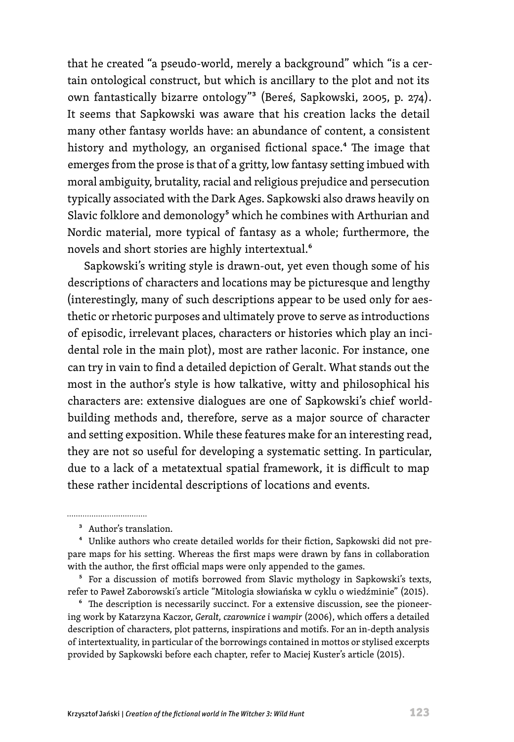that he created "a pseudo-world, merely a background" which "is a certain ontological construct, but which is ancillary to the plot and not its own fantastically bizarre ontology"[3] (Bereś, Sapkowski, 2005, p. 274). It seems that Sapkowski was aware that his creation lacks the detail many other fantasy worlds have: an abundance of content, a consistent history and mythology, an organised fictional space.[4] The image that emerges from the prose is that of a gritty, low fantasy setting imbued with moral ambiguity, brutality, racial and religious prejudice and persecution typically associated with the Dark Ages. Sapkowski also draws heavily on Slavic folklore and demonology[5] which he combines with Arthurian and Nordic material, more typical of fantasy as a whole; furthermore, the novels and short stories are highly intertextual.[6]

Sapkowski's writing style is drawn-out, yet even though some of his descriptions of characters and locations may be picturesque and lengthy (interestingly, many of such descriptions appear to be used only for aesthetic or rhetoric purposes and ultimately prove to serve as introductions of episodic, irrelevant places, characters or histories which play an incidental role in the main plot), most are rather laconic. For instance, one can try in vain to find a detailed depiction of Geralt. What stands out the most in the author's style is how talkative, witty and philosophical his characters are: extensive dialogues are one of Sapkowski's chief worldbuilding methods and, therefore, serve as a major source of character and setting exposition. While these features make for an interesting read, they are not so useful for developing a systematic setting. In particular, due to a lack of a metatextual spatial framework, it is difficult to map these rather incidental descriptions of locations and events.

---

[3] Author's translation.

[4] Unlike authors who create detailed worlds for their fiction, Sapkowski did not prepare maps for his setting. Whereas the first maps were drawn by fans in collaboration with the author, the first official maps were only appended to the games.

[5] For a discussion of motifs borrowed from Slavic mythology in Sapkowski's texts, refer to Paweł Zaborowski's article "Mitologia słowiańska w cyklu o wiedźminie" (2015).

[6] The description is necessarily succinct. For a extensive discussion, see the pioneering work by Katarzyna Kaczor, *Geralt, czarownice i wampir* (2006), which offers a detailed description of characters, plot patterns, inspirations and motifs. For an in-depth analysis of intertextuality, in particular of the borrowings contained in mottos or stylised excerpts provided by Sapkowski before each chapter, refer to Maciej Kuster's article (2015).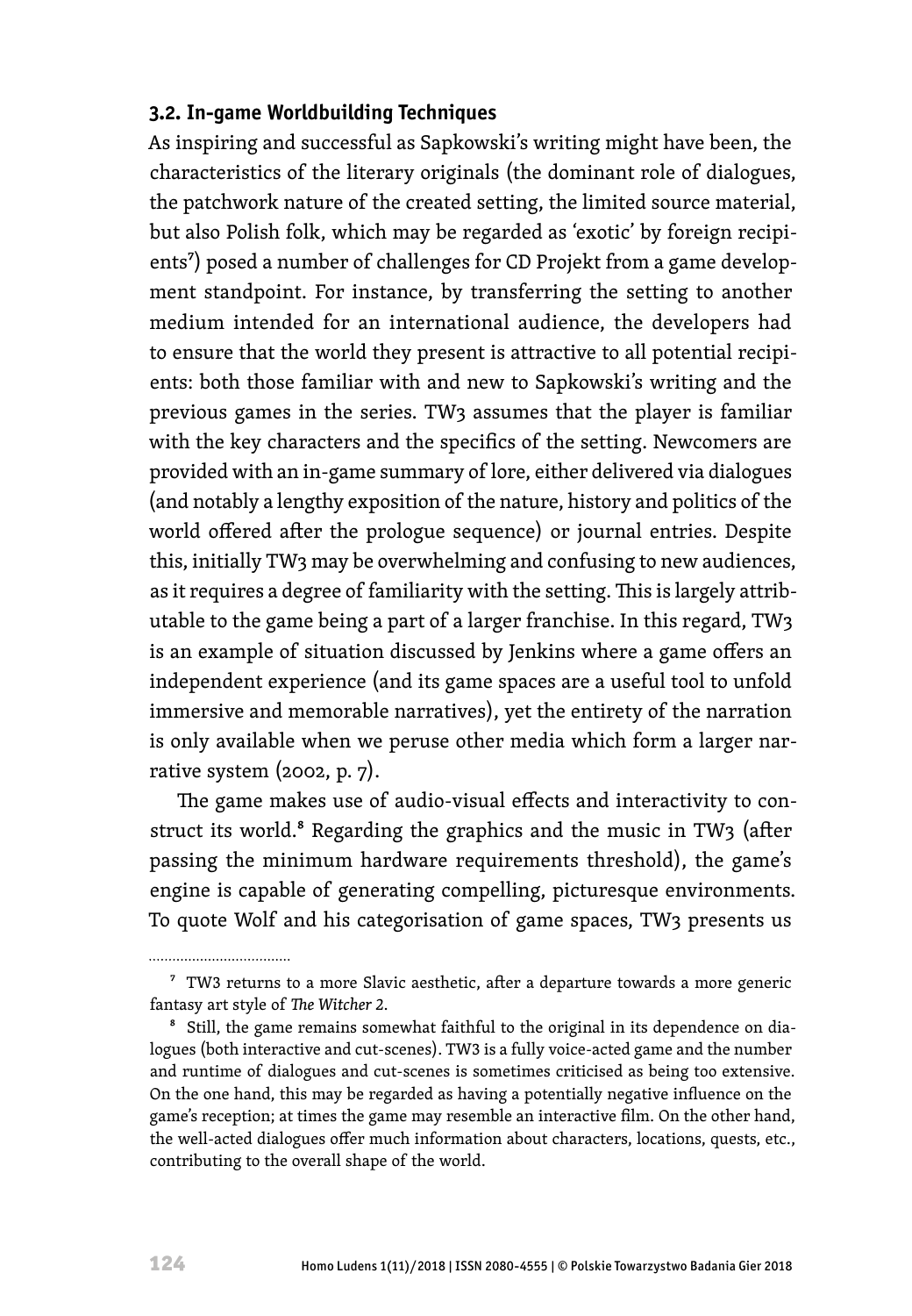### 3.2. In-game Worldbuilding Techniques

As inspiring and successful as Sapkowski's writing might have been, the characteristics of the literary originals (the dominant role of dialogues, the patchwork nature of the created setting, the limited source material, but also Polish folk, which may be regarded as 'exotic' by foreign recipients[7]) posed a number of challenges for CD Projekt from a game development standpoint. For instance, by transferring the setting to another medium intended for an international audience, the developers had to ensure that the world they present is attractive to all potential recipients: both those familiar with and new to Sapkowski's writing and the previous games in the series. TW3 assumes that the player is familiar with the key characters and the specifics of the setting. Newcomers are provided with an in-game summary of lore, either delivered via dialogues (and notably a lengthy exposition of the nature, history and politics of the world offered after the prologue sequence) or journal entries. Despite this, initially TW3 may be overwhelming and confusing to new audiences, as it requires a degree of familiarity with the setting. This is largely attributable to the game being a part of a larger franchise. In this regard, TW3 is an example of situation discussed by Jenkins where a game offers an independent experience (and its game spaces are a useful tool to unfold immersive and memorable narratives), yet the entirety of the narration is only available when we peruse other media which form a larger narrative system (2002, p. 7).

The game makes use of audio-visual effects and interactivity to construct its world.[8] Regarding the graphics and the music in TW3 (after passing the minimum hardware requirements threshold), the game's engine is capable of generating compelling, picturesque environments. To quote Wolf and his categorisation of game spaces, TW3 presents us

---

[7] TW3 returns to a more Slavic aesthetic, after a departure towards a more generic fantasy art style of *The Witcher 2*.

[8] Still, the game remains somewhat faithful to the original in its dependence on dialogues (both interactive and cut-scenes). TW3 is a fully voice-acted game and the number and runtime of dialogues and cut-scenes is sometimes criticised as being too extensive. On the one hand, this may be regarded as having a potentially negative influence on the game's reception; at times the game may resemble an interactive film. On the other hand, the well-acted dialogues offer much information about characters, locations, quests, etc., contributing to the overall shape of the world.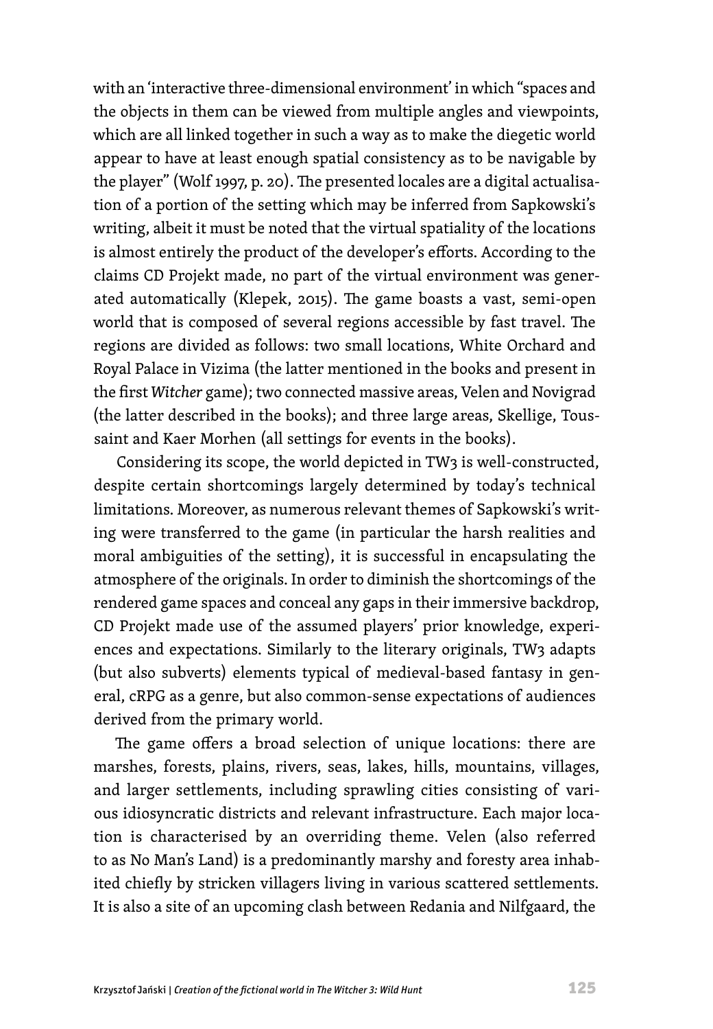with an 'interactive three-dimensional environment' in which "spaces and the objects in them can be viewed from multiple angles and viewpoints, which are all linked together in such a way as to make the diegetic world appear to have at least enough spatial consistency as to be navigable by the player" (Wolf 1997, p. 20). The presented locales are a digital actualisation of a portion of the setting which may be inferred from Sapkowski's writing, albeit it must be noted that the virtual spatiality of the locations is almost entirely the product of the developer's efforts. According to the claims CD Projekt made, no part of the virtual environment was generated automatically (Klepek, 2015). The game boasts a vast, semi-open world that is composed of several regions accessible by fast travel. The regions are divided as follows: two small locations, White Orchard and Royal Palace in Vizima (the latter mentioned in the books and present in the first *Witcher* game); two connected massive areas, Velen and Novigrad (the latter described in the books); and three large areas, Skellige, Toussaint and Kaer Morhen (all settings for events in the books).

Considering its scope, the world depicted in TW3 is well-constructed, despite certain shortcomings largely determined by today's technical limitations. Moreover, as numerous relevant themes of Sapkowski's writing were transferred to the game (in particular the harsh realities and moral ambiguities of the setting), it is successful in encapsulating the atmosphere of the originals. In order to diminish the shortcomings of the rendered game spaces and conceal any gaps in their immersive backdrop, CD Projekt made use of the assumed players' prior knowledge, experiences and expectations. Similarly to the literary originals, TW3 adapts (but also subverts) elements typical of medieval-based fantasy in general, cRPG as a genre, but also common-sense expectations of audiences derived from the primary world.

The game offers a broad selection of unique locations: there are marshes, forests, plains, rivers, seas, lakes, hills, mountains, villages, and larger settlements, including sprawling cities consisting of various idiosyncratic districts and relevant infrastructure. Each major location is characterised by an overriding theme. Velen (also referred to as No Man's Land) is a predominantly marshy and foresty area inhabited chiefly by stricken villagers living in various scattered settlements. It is also a site of an upcoming clash between Redania and Nilfgaard, the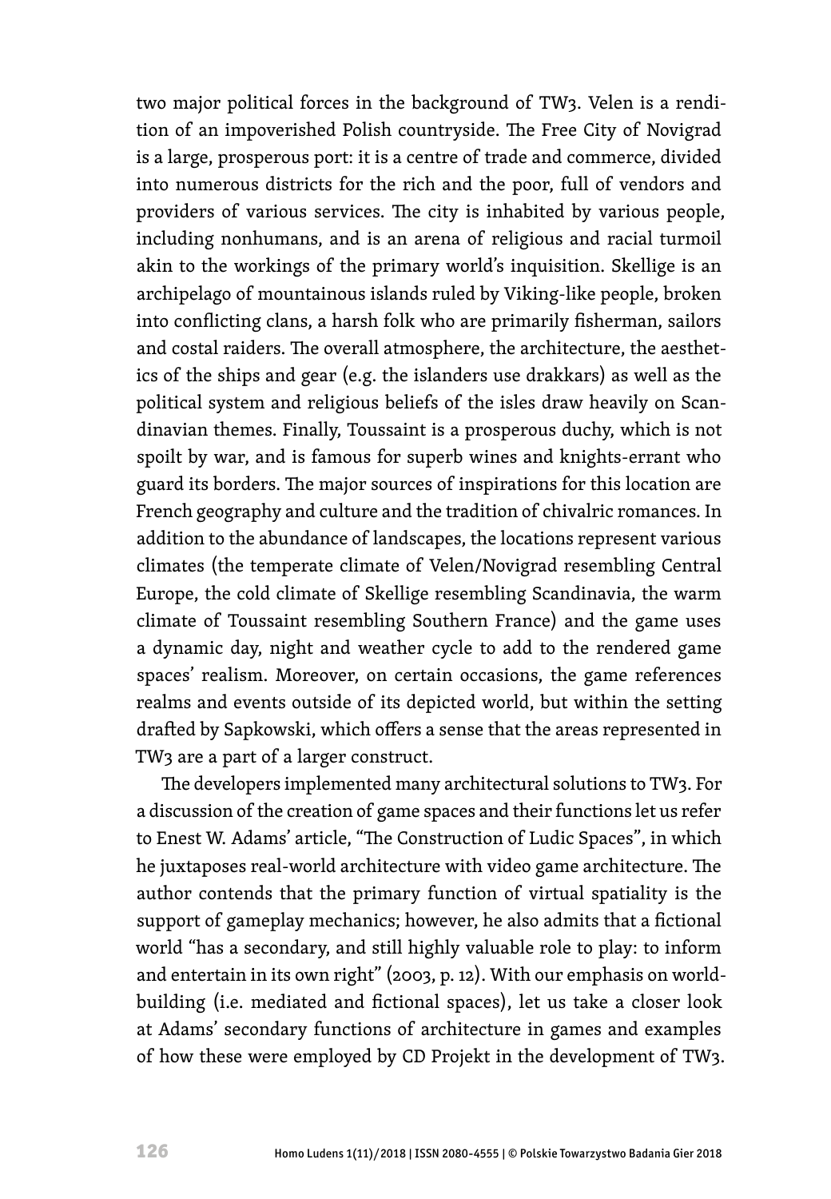two major political forces in the background of TW3. Velen is a rendition of an impoverished Polish countryside. The Free City of Novigrad is a large, prosperous port: it is a centre of trade and commerce, divided into numerous districts for the rich and the poor, full of vendors and providers of various services. The city is inhabited by various people, including nonhumans, and is an arena of religious and racial turmoil akin to the workings of the primary world's inquisition. Skellige is an archipelago of mountainous islands ruled by Viking-like people, broken into conflicting clans, a harsh folk who are primarily fisherman, sailors and costal raiders. The overall atmosphere, the architecture, the aesthetics of the ships and gear (e.g. the islanders use drakkars) as well as the political system and religious beliefs of the isles draw heavily on Scandinavian themes. Finally, Toussaint is a prosperous duchy, which is not spoilt by war, and is famous for superb wines and knights-errant who guard its borders. The major sources of inspirations for this location are French geography and culture and the tradition of chivalric romances. In addition to the abundance of landscapes, the locations represent various climates (the temperate climate of Velen/Novigrad resembling Central Europe, the cold climate of Skellige resembling Scandinavia, the warm climate of Toussaint resembling Southern France) and the game uses a dynamic day, night and weather cycle to add to the rendered game spaces' realism. Moreover, on certain occasions, the game references realms and events outside of its depicted world, but within the setting drafted by Sapkowski, which offers a sense that the areas represented in TW3 are a part of a larger construct.

The developers implemented many architectural solutions to TW3. For a discussion of the creation of game spaces and their functions let us refer to Enest W. Adams' article, "The Construction of Ludic Spaces", in which he juxtaposes real-world architecture with video game architecture. The author contends that the primary function of virtual spatiality is the support of gameplay mechanics; however, he also admits that a fictional world "has a secondary, and still highly valuable role to play: to inform and entertain in its own right" (2003, p. 12). With our emphasis on worldbuilding (i.e. mediated and fictional spaces), let us take a closer look at Adams' secondary functions of architecture in games and examples of how these were employed by CD Projekt in the development of TW3.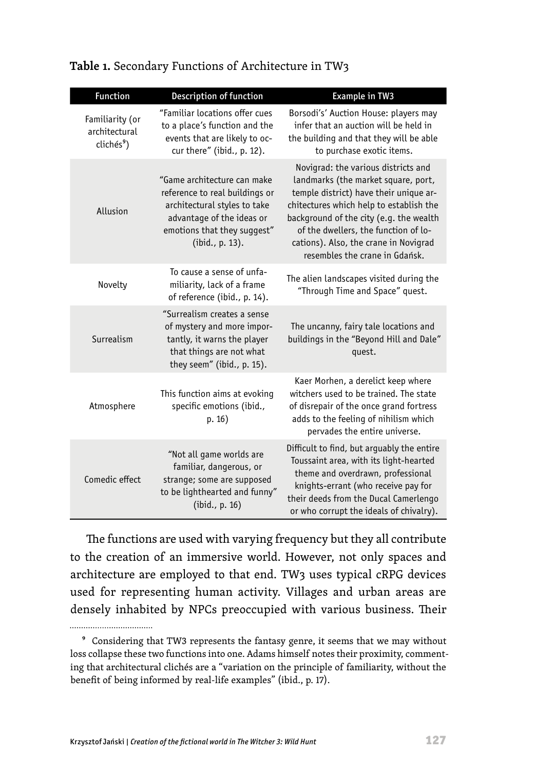**Table 1.** Secondary Functions of Architecture in TW3

| Function | Description of function | Example in TW3 |
|---|---|---|
| Familiarity (or architectural clichés[9]) | "Familiar locations offer cues to a place's function and the events that are likely to occur there" (ibid., p. 12). | Borsodi's' Auction House: players may infer that an auction will be held in the building and that they will be able to purchase exotic items. |
| Allusion | "Game architecture can make reference to real buildings or architectural styles to take advantage of the ideas or emotions that they suggest" (ibid., p. 13). | Novigrad: the various districts and landmarks (the market square, port, temple district) have their unique architectures which help to establish the background of the city (e.g. the wealth of the dwellers, the function of locations). Also, the crane in Novigrad resembles the crane in Gdańsk. |
| Novelty | To cause a sense of unfamiliarity, lack of a frame of reference (ibid., p. 14). | The alien landscapes visited during the "Through Time and Space" quest. |
| Surrealism | "Surrealism creates a sense of mystery and more importantly, it warns the player that things are not what they seem" (ibid., p. 15). | The uncanny, fairy tale locations and buildings in the "Beyond Hill and Dale" quest. |
| Atmosphere | This function aims at evoking specific emotions (ibid., p. 16) | Kaer Morhen, a derelict keep where witchers used to be trained. The state of disrepair of the once grand fortress adds to the feeling of nihilism which pervades the entire universe. |
| Comedic effect | "Not all game worlds are familiar, dangerous, or strange; some are supposed to be lighthearted and funny" (ibid., p. 16) | Difficult to find, but arguably the entire Toussaint area, with its light-hearted theme and overdrawn, professional knights-errant (who receive pay for their deeds from the Ducal Camerlengo or who corrupt the ideals of chivalry). |

The functions are used with varying frequency but they all contribute to the creation of an immersive world. However, not only spaces and architecture are employed to that end. TW3 uses typical cRPG devices used for representing human activity. Villages and urban areas are densely inhabited by NPCs preoccupied with various business. Their

[9] Considering that TW3 represents the fantasy genre, it seems that we may without loss collapse these two functions into one. Adams himself notes their proximity, commenting that architectural clichés are a "variation on the principle of familiarity, without the benefit of being informed by real-life examples" (ibid., p. 17).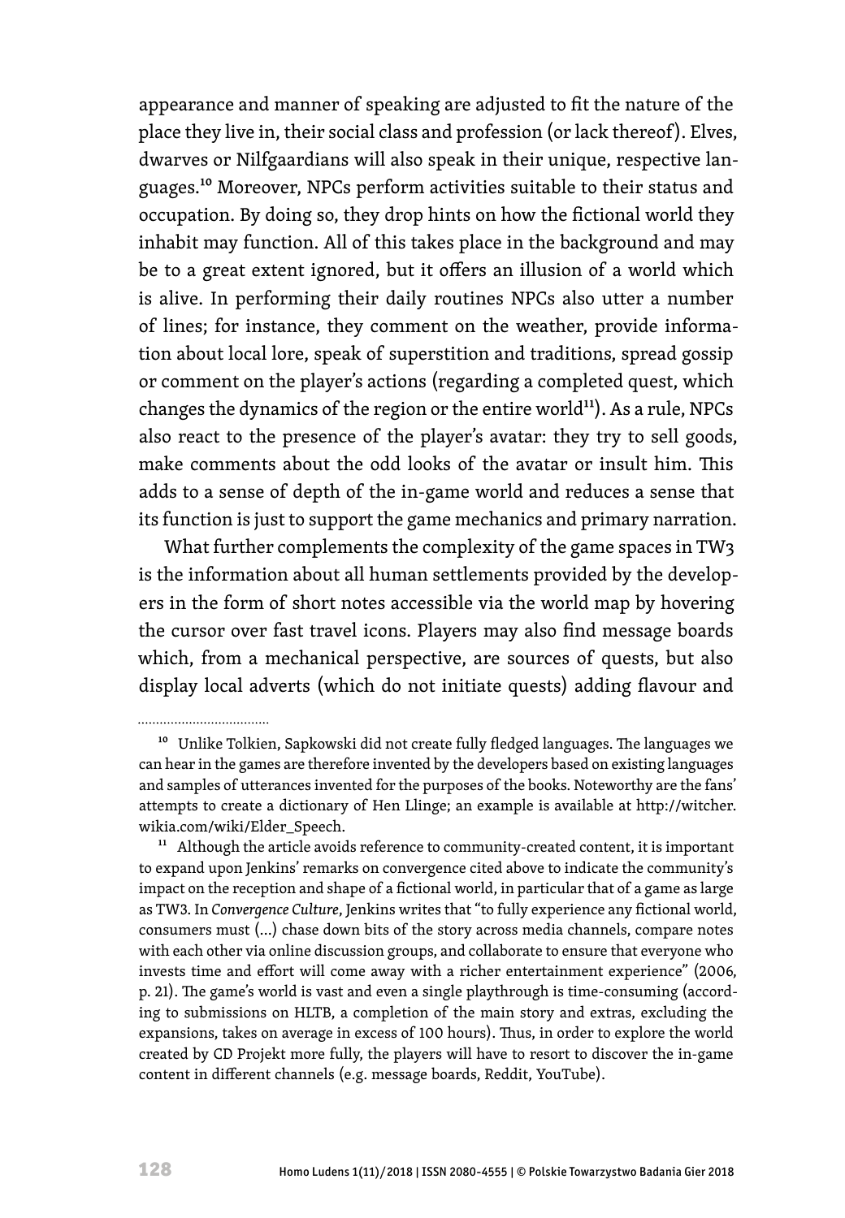appearance and manner of speaking are adjusted to fit the nature of the place they live in, their social class and profession (or lack thereof). Elves, dwarves or Nilfgaardians will also speak in their unique, respective languages.[10] Moreover, NPCs perform activities suitable to their status and occupation. By doing so, they drop hints on how the fictional world they inhabit may function. All of this takes place in the background and may be to a great extent ignored, but it offers an illusion of a world which is alive. In performing their daily routines NPCs also utter a number of lines; for instance, they comment on the weather, provide information about local lore, speak of superstition and traditions, spread gossip or comment on the player's actions (regarding a completed quest, which changes the dynamics of the region or the entire world[11]). As a rule, NPCs also react to the presence of the player's avatar: they try to sell goods, make comments about the odd looks of the avatar or insult him. This adds to a sense of depth of the in-game world and reduces a sense that its function is just to support the game mechanics and primary narration.

What further complements the complexity of the game spaces in TW3 is the information about all human settlements provided by the developers in the form of short notes accessible via the world map by hovering the cursor over fast travel icons. Players may also find message boards which, from a mechanical perspective, are sources of quests, but also display local adverts (which do not initiate quests) adding flavour and

---

[10] Unlike Tolkien, Sapkowski did not create fully fledged languages. The languages we can hear in the games are therefore invented by the developers based on existing languages and samples of utterances invented for the purposes of the books. Noteworthy are the fans' attempts to create a dictionary of Hen Llinge; an example is available at http://witcher.wikia.com/wiki/Elder_Speech.

[11] Although the article avoids reference to community-created content, it is important to expand upon Jenkins' remarks on convergence cited above to indicate the community's impact on the reception and shape of a fictional world, in particular that of a game as large as TW3. In *Convergence Culture*, Jenkins writes that "to fully experience any fictional world, consumers must (...) chase down bits of the story across media channels, compare notes with each other via online discussion groups, and collaborate to ensure that everyone who invests time and effort will come away with a richer entertainment experience" (2006, p. 21). The game's world is vast and even a single playthrough is time-consuming (according to submissions on HLTB, a completion of the main story and extras, excluding the expansions, takes on average in excess of 100 hours). Thus, in order to explore the world created by CD Projekt more fully, the players will have to resort to discover the in-game content in different channels (e.g. message boards, Reddit, YouTube).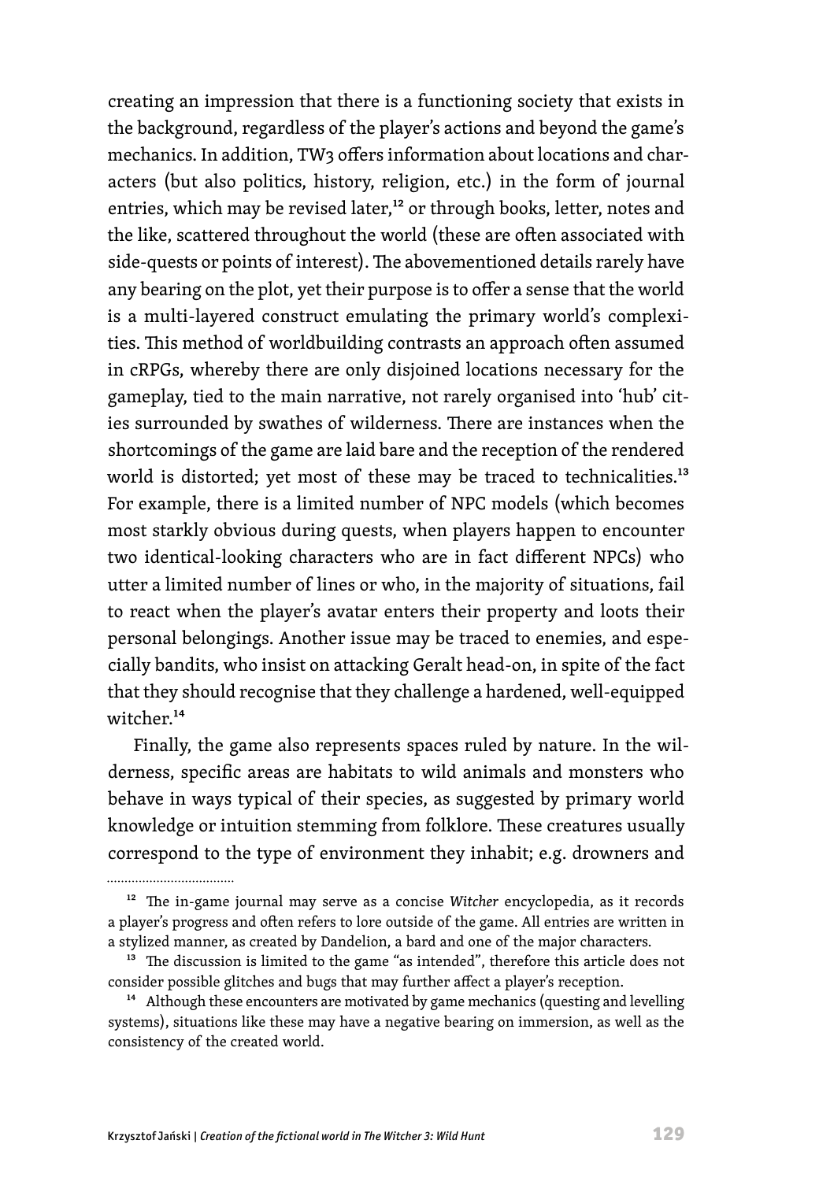creating an impression that there is a functioning society that exists in the background, regardless of the player's actions and beyond the game's mechanics. In addition, TW3 offers information about locations and characters (but also politics, history, religion, etc.) in the form of journal entries, which may be revised later,[12] or through books, letter, notes and the like, scattered throughout the world (these are often associated with side-quests or points of interest). The abovementioned details rarely have any bearing on the plot, yet their purpose is to offer a sense that the world is a multi-layered construct emulating the primary world's complexities. This method of worldbuilding contrasts an approach often assumed in cRPGs, whereby there are only disjoined locations necessary for the gameplay, tied to the main narrative, not rarely organised into 'hub' cities surrounded by swathes of wilderness. There are instances when the shortcomings of the game are laid bare and the reception of the rendered world is distorted; yet most of these may be traced to technicalities.[13] For example, there is a limited number of NPC models (which becomes most starkly obvious during quests, when players happen to encounter two identical-looking characters who are in fact different NPCs) who utter a limited number of lines or who, in the majority of situations, fail to react when the player's avatar enters their property and loots their personal belongings. Another issue may be traced to enemies, and especially bandits, who insist on attacking Geralt head-on, in spite of the fact that they should recognise that they challenge a hardened, well-equipped witcher.[14]

Finally, the game also represents spaces ruled by nature. In the wilderness, specific areas are habitats to wild animals and monsters who behave in ways typical of their species, as suggested by primary world knowledge or intuition stemming from folklore. These creatures usually correspond to the type of environment they inhabit; e.g. drowners and

---

[12] The in-game journal may serve as a concise *Witcher* encyclopedia, as it records a player's progress and often refers to lore outside of the game. All entries are written in a stylized manner, as created by Dandelion, a bard and one of the major characters.

[13] The discussion is limited to the game "as intended", therefore this article does not consider possible glitches and bugs that may further affect a player's reception.

[14] Although these encounters are motivated by game mechanics (questing and levelling systems), situations like these may have a negative bearing on immersion, as well as the consistency of the created world.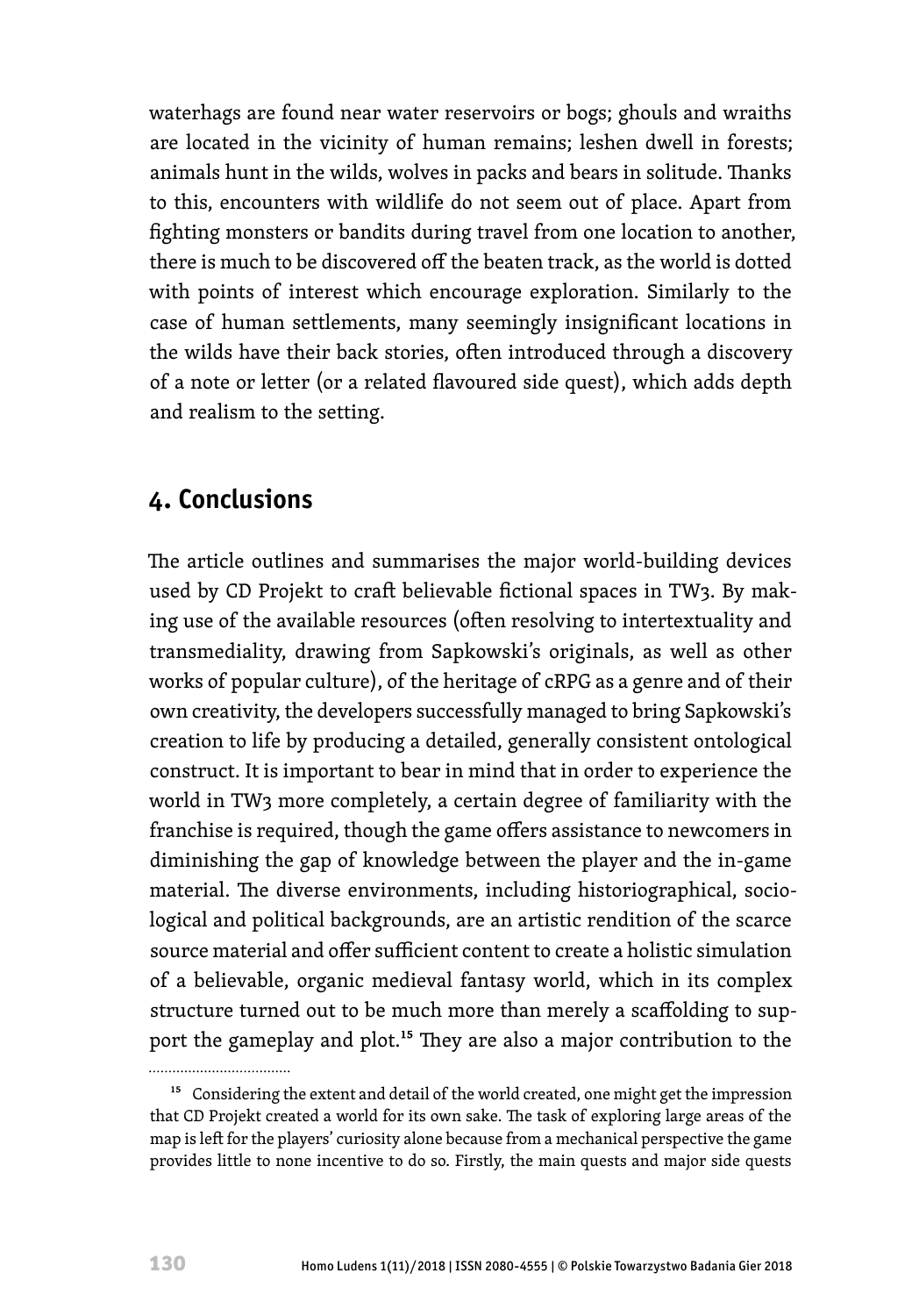waterhags are found near water reservoirs or bogs; ghouls and wraiths are located in the vicinity of human remains; leshen dwell in forests; animals hunt in the wilds, wolves in packs and bears in solitude. Thanks to this, encounters with wildlife do not seem out of place. Apart from fighting monsters or bandits during travel from one location to another, there is much to be discovered off the beaten track, as the world is dotted with points of interest which encourage exploration. Similarly to the case of human settlements, many seemingly insignificant locations in the wilds have their back stories, often introduced through a discovery of a note or letter (or a related flavoured side quest), which adds depth and realism to the setting.

## 4. Conclusions

The article outlines and summarises the major world-building devices used by CD Projekt to craft believable fictional spaces in TW3. By making use of the available resources (often resolving to intertextuality and transmediality, drawing from Sapkowski's originals, as well as other works of popular culture), of the heritage of cRPG as a genre and of their own creativity, the developers successfully managed to bring Sapkowski's creation to life by producing a detailed, generally consistent ontological construct. It is important to bear in mind that in order to experience the world in TW3 more completely, a certain degree of familiarity with the franchise is required, though the game offers assistance to newcomers in diminishing the gap of knowledge between the player and the in-game material. The diverse environments, including historiographical, sociological and political backgrounds, are an artistic rendition of the scarce source material and offer sufficient content to create a holistic simulation of a believable, organic medieval fantasy world, which in its complex structure turned out to be much more than merely a scaffolding to support the gameplay and plot.[15] They are also a major contribution to the

[15] Considering the extent and detail of the world created, one might get the impression that CD Projekt created a world for its own sake. The task of exploring large areas of the map is left for the players' curiosity alone because from a mechanical perspective the game provides little to none incentive to do so. Firstly, the main quests and major side quests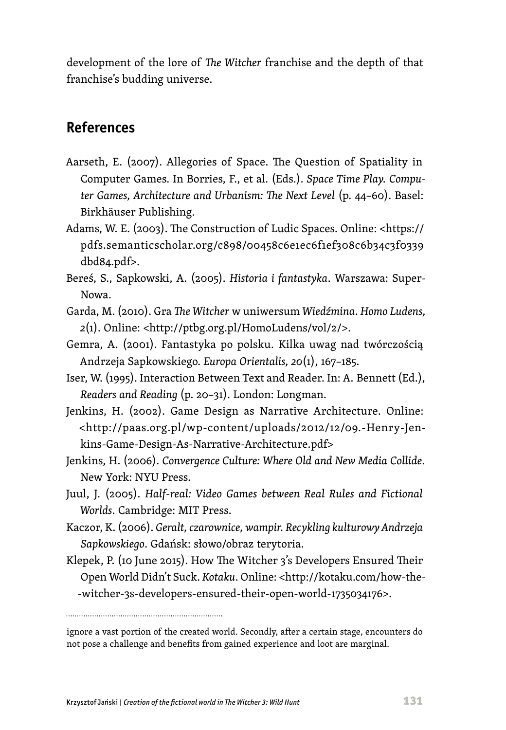development of the lore of *The Witcher* franchise and the depth of that franchise's budding universe.

## References

Aarseth, E. (2007). Allegories of Space. The Question of Spatiality in Computer Games. In Borries, F., et al. (Eds.). *Space Time Play. Computer Games, Architecture and Urbanism: The Next Level* (p. 44–60). Basel: Birkhäuser Publishing.

Adams, W. E. (2003). The Construction of Ludic Spaces. Online: <https://pdfs.semanticscholar.org/c898/00458c6e1ec6f1ef308c6b34c3f0339dbd84.pdf>.

Bereś, S., Sapkowski, A. (2005). *Historia i fantastyka*. Warszawa: Super-Nowa.

Garda, M. (2010). Gra *The Witcher* w uniwersum *Wiedźmina*. *Homo Ludens, 2*(1). Online: <http://ptbg.org.pl/HomoLudens/vol/2/>.

Gemra, A. (2001). Fantastyka po polsku. Kilka uwag nad twórczością Andrzeja Sapkowskiego. *Europa Orientalis, 20*(1), 167–185.

Iser, W. (1995). Interaction Between Text and Reader. In: A. Bennett (Ed.), *Readers and Reading* (p. 20–31). London: Longman.

Jenkins, H. (2002). Game Design as Narrative Architecture. Online: <http://paas.org.pl/wp-content/uploads/2012/12/09.-Henry-Jenkins-Game-Design-As-Narrative-Architecture.pdf>

Jenkins, H. (2006). *Convergence Culture: Where Old and New Media Collide*. New York: NYU Press.

Juul, J. (2005). *Half-real: Video Games between Real Rules and Fictional Worlds*. Cambridge: MIT Press.

Kaczor, K. (2006). *Geralt, czarownice, wampir. Recykling kulturowy Andrzeja Sapkowskiego*. Gdańsk: słowo/obraz terytoria.

Klepek, P. (10 June 2015). How The Witcher 3's Developers Ensured Their Open World Didn't Suck. *Kotaku*. Online: <http://kotaku.com/how-the--witcher-3s-developers-ensured-their-open-world-1735034176>.

---

ignore a vast portion of the created world. Secondly, after a certain stage, encounters do not pose a challenge and benefits from gained experience and loot are marginal.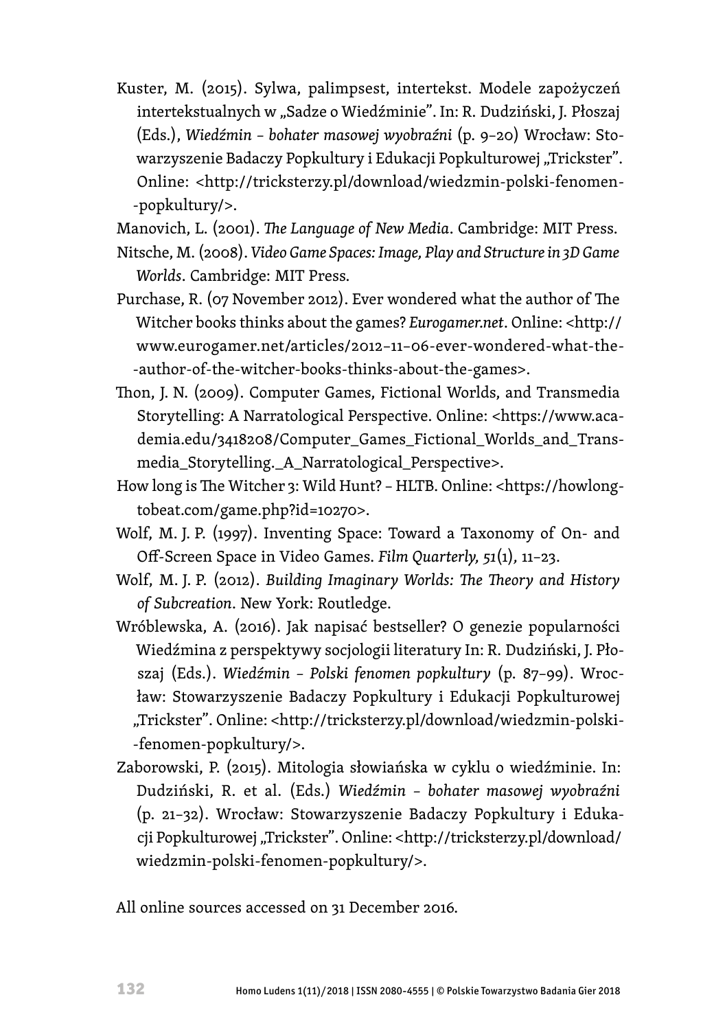Kuster, M. (2015). Sylwa, palimpsest, intertekst. Modele zapożyczeń intertekstualnych w „Sadze o Wiedźminie". In: R. Dudziński, J. Płoszaj (Eds.), *Wiedźmin – bohater masowej wyobraźni* (p. 9–20) Wrocław: Stowarzyszenie Badaczy Popkultury i Edukacji Popkulturowej „Trickster". Online: <http://tricksterzy.pl/download/wiedzmin-polski-fenomen-popkultury/>.

Manovich, L. (2001). *The Language of New Media*. Cambridge: MIT Press.

Nitsche, M. (2008). *Video Game Spaces: Image, Play and Structure in 3D Game Worlds*. Cambridge: MIT Press.

Purchase, R. (07 November 2012). Ever wondered what the author of The Witcher books thinks about the games? *Eurogamer.net*. Online: <http://www.eurogamer.net/articles/2012-11-06-ever-wondered-what-the-author-of-the-witcher-books-thinks-about-the-games>.

Thon, J. N. (2009). Computer Games, Fictional Worlds, and Transmedia Storytelling: A Narratological Perspective. Online: <https://www.academia.edu/3418208/Computer_Games_Fictional_Worlds_and_Transmedia_Storytelling._A_Narratological_Perspective>.

How long is The Witcher 3: Wild Hunt? – HLTB. Online: <https://howlongtobeat.com/game.php?id=10270>.

Wolf, M. J. P. (1997). Inventing Space: Toward a Taxonomy of On- and Off-Screen Space in Video Games. *Film Quarterly, 51*(1), 11–23.

Wolf, M. J. P. (2012). *Building Imaginary Worlds: The Theory and History of Subcreation*. New York: Routledge.

Wróblewska, A. (2016). Jak napisać bestseller? O genezie popularności Wiedźmina z perspektywy socjologii literatury In: R. Dudziński, J. Płoszaj (Eds.). *Wiedźmin – Polski fenomen popkultury* (p. 87–99). Wrocław: Stowarzyszenie Badaczy Popkultury i Edukacji Popkulturowej „Trickster". Online: <http://tricksterzy.pl/download/wiedzmin-polski-fenomen-popkultury/>.

Zaborowski, P. (2015). Mitologia słowiańska w cyklu o wiedźminie. In: Dudziński, R. et al. (Eds.) *Wiedźmin – bohater masowej wyobraźni* (p. 21–32). Wrocław: Stowarzyszenie Badaczy Popkultury i Edukacji Popkulturowej „Trickster". Online: <http://tricksterzy.pl/download/wiedzmin-polski-fenomen-popkultury/>.

All online sources accessed on 31 December 2016.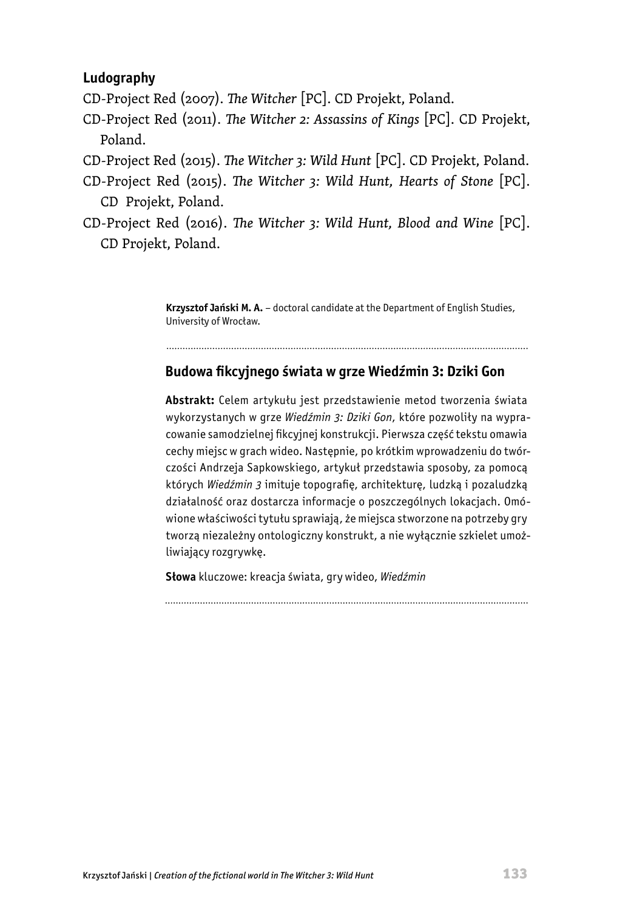## Ludography

CD-Project Red (2007). *The Witcher* [PC]. CD Projekt, Poland.

CD-Project Red (2011). *The Witcher 2: Assassins of Kings* [PC]. CD Projekt, Poland.

CD-Project Red (2015). *The Witcher 3: Wild Hunt* [PC]. CD Projekt, Poland.

CD-Project Red (2015). *The Witcher 3: Wild Hunt, Hearts of Stone* [PC]. CD Projekt, Poland.

CD-Project Red (2016). *The Witcher 3: Wild Hunt, Blood and Wine* [PC]. CD Projekt, Poland.

**Krzysztof Jański M. A.** – doctoral candidate at the Department of English Studies, University of Wrocław.

---

## Budowa fikcyjnego świata w grze Wiedźmin 3: Dziki Gon

**Abstrakt:** Celem artykułu jest przedstawienie metod tworzenia świata wykorzystanych w grze *Wiedźmin 3: Dziki Gon*, które pozwoliły na wypracowanie samodzielnej fikcyjnej konstrukcji. Pierwsza część tekstu omawia cechy miejsc w grach wideo. Następnie, po krótkim wprowadzeniu do twórczości Andrzeja Sapkowskiego, artykuł przedstawia sposoby, za pomocą których *Wiedźmin 3* imituje topografię, architekturę, ludzką i pozaludzką działalność oraz dostarcza informacje o poszczególnych lokacjach. Omówione właściwości tytułu sprawiają, że miejsca stworzone na potrzeby gry tworzą niezależny ontologiczny konstrukt, a nie wyłącznie szkielet umożliwiający rozgrywkę.

**Słowa** kluczowe: kreacja świata, gry wideo, *Wiedźmin*